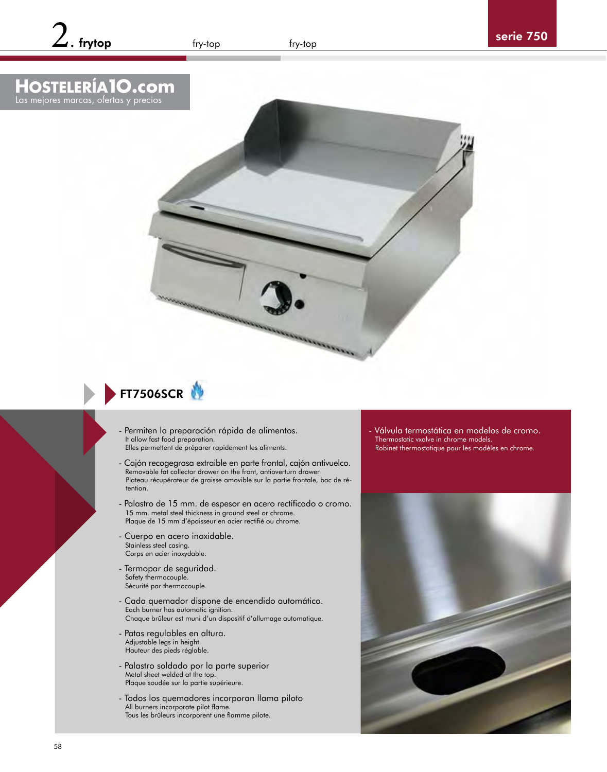# 2. frytop

fry-top fry-top

serie 750

**HOSTELERÍA10.com**
Las mejores marcas, ofertas y precios

## FT7506SCR

- Permiten la preparación rápida de alimentos.
  It allow fast food preparation.
  Elles permettent de préparer rapidement les aliments.
- Cajón recogegrasa extraible en parte frontal, cajón antivuelco.
  Removable fat collector drawer on the front, antioverturn drawer
  Plateau récupérateur de graisse amovible sur la partie frontale, bac de rétention.
- Palastro de 15 mm. de espesor en acero rectificado o cromo.
  15 mm. metal steel thickness in ground steel or chrome.
  Plaque de 15 mm d'épaisseur en acier rectifié ou chrome.
- Cuerpo en acero inoxidable.
  Stainless steel casing.
  Corps en acier inoxydable.
- Termopar de seguridad.
  Safety thermocouple.
  Sécurité par thermocouple.
- Cada quemador dispone de encendido automático.
  Each burner has automatic ignition.
  Chaque brûleur est muni d'un dispositif d'allumage automatique.
- Patas regulables en altura.
  Adjustable legs in height.
  Hauteur des pieds réglable.
- Palastro soldado por la parte superior
  Metal sheet welded at the top.
  Plaque soudée sur la partie supérieure.
- Todos los quemadores incorporan llama piloto
  All burners incorporate pilot flame.
  Tous les brûleurs incorporent une flamme pilote.

- Válvula termostática en modelos de cromo.
  Thermostatic vxalve in chrome models.
  Robinet thermostatique pour les modèles en chrome.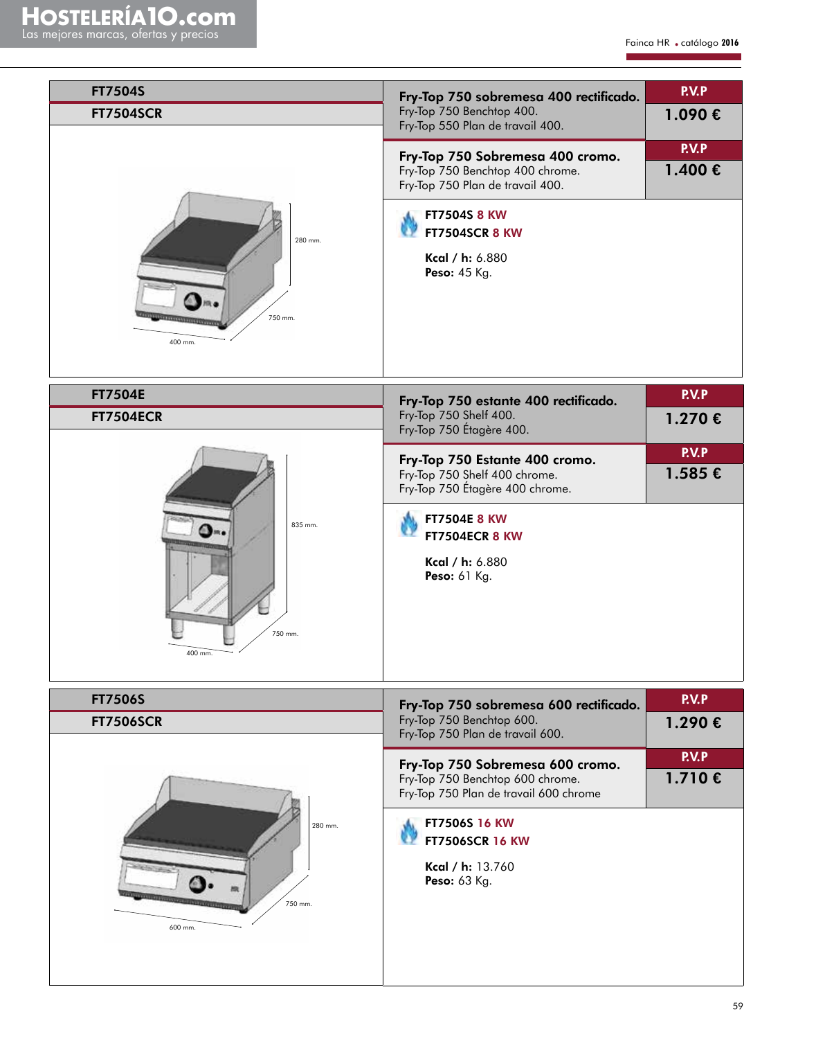## FT7504S
## FT7504SCR

280 mm.
750 mm.
400 mm.

**Fry-Top 750 sobremesa 400 rectificado.**
Fry-Top 750 Benchtop 400.
Fry-Top 550 Plan de travail 400.

| P.V.P |
|---|
| 1.090 € |

**Fry-Top 750 Sobremesa 400 cromo.**
Fry-Top 750 Benchtop 400 chrome.
Fry-Top 750 Plan de travail 400.

| P.V.P |
|---|
| 1.400 € |

**FT7504S 8 KW**
**FT7504SCR 8 KW**

**Kcal / h:** 6.880
**Peso:** 45 Kg.

## FT7504E
## FT7504ECR

835 mm.
750 mm.
400 mm.

**Fry-Top 750 estante 400 rectificado.**
Fry-Top 750 Shelf 400.
Fry-Top 750 Étagère 400.

| P.V.P |
|---|
| 1.270 € |

**Fry-Top 750 Estante 400 cromo.**
Fry-Top 750 Shelf 400 chrome.
Fry-Top 750 Étagère 400 chrome.

| P.V.P |
|---|
| 1.585 € |

**FT7504E 8 KW**
**FT7504ECR 8 KW**

**Kcal / h:** 6.880
**Peso:** 61 Kg.

## FT7506S
## FT7506SCR

280 mm.
750 mm.
600 mm.

**Fry-Top 750 sobremesa 600 rectificado.**
Fry-Top 750 Benchtop 600.
Fry-Top 750 Plan de travail 600.

| P.V.P |
|---|
| 1.290 € |

**Fry-Top 750 Sobremesa 600 cromo.**
Fry-Top 750 Benchtop 600 chrome.
Fry-Top 750 Plan de travail 600 chrome

| P.V.P |
|---|
| 1.710 € |

**FT7506S 16 KW**
**FT7506SCR 16 KW**

**Kcal / h:** 13.760
**Peso:** 63 Kg.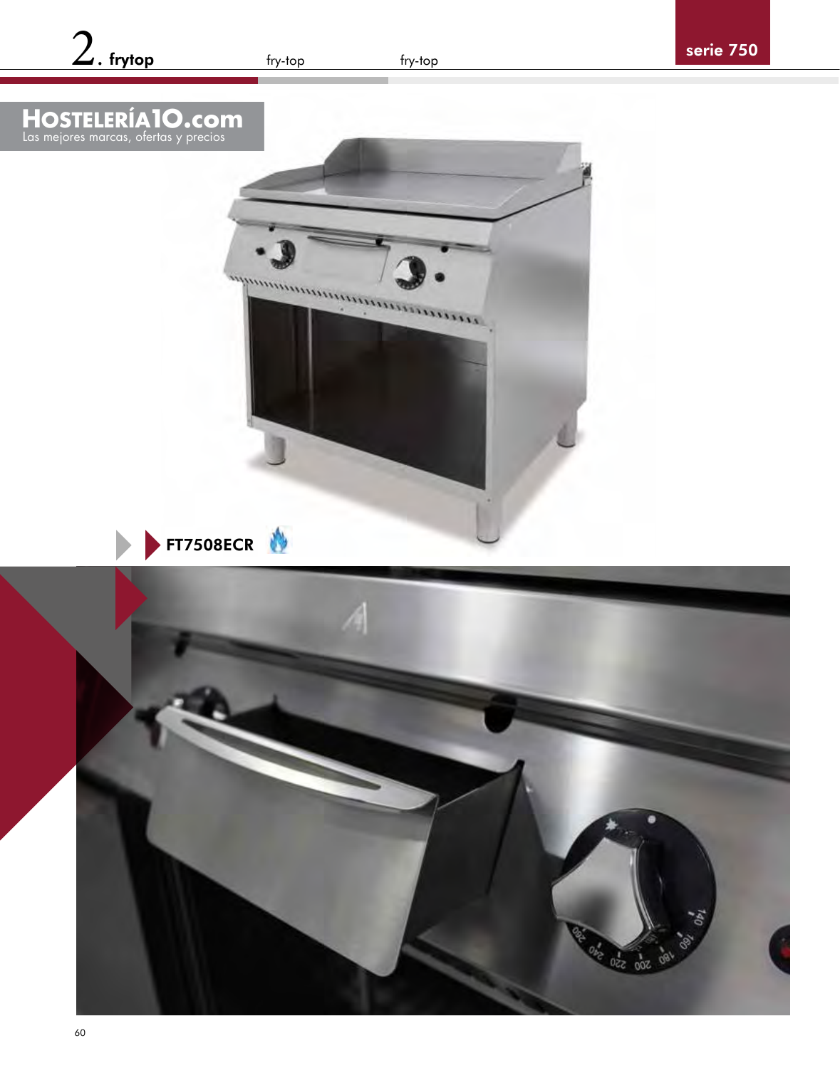## 2. frytop

fry-top

fry-top

serie 750

**HOSTELERÍA10.com**
Las mejores marcas, ofertas y precios

**FT7508ECR**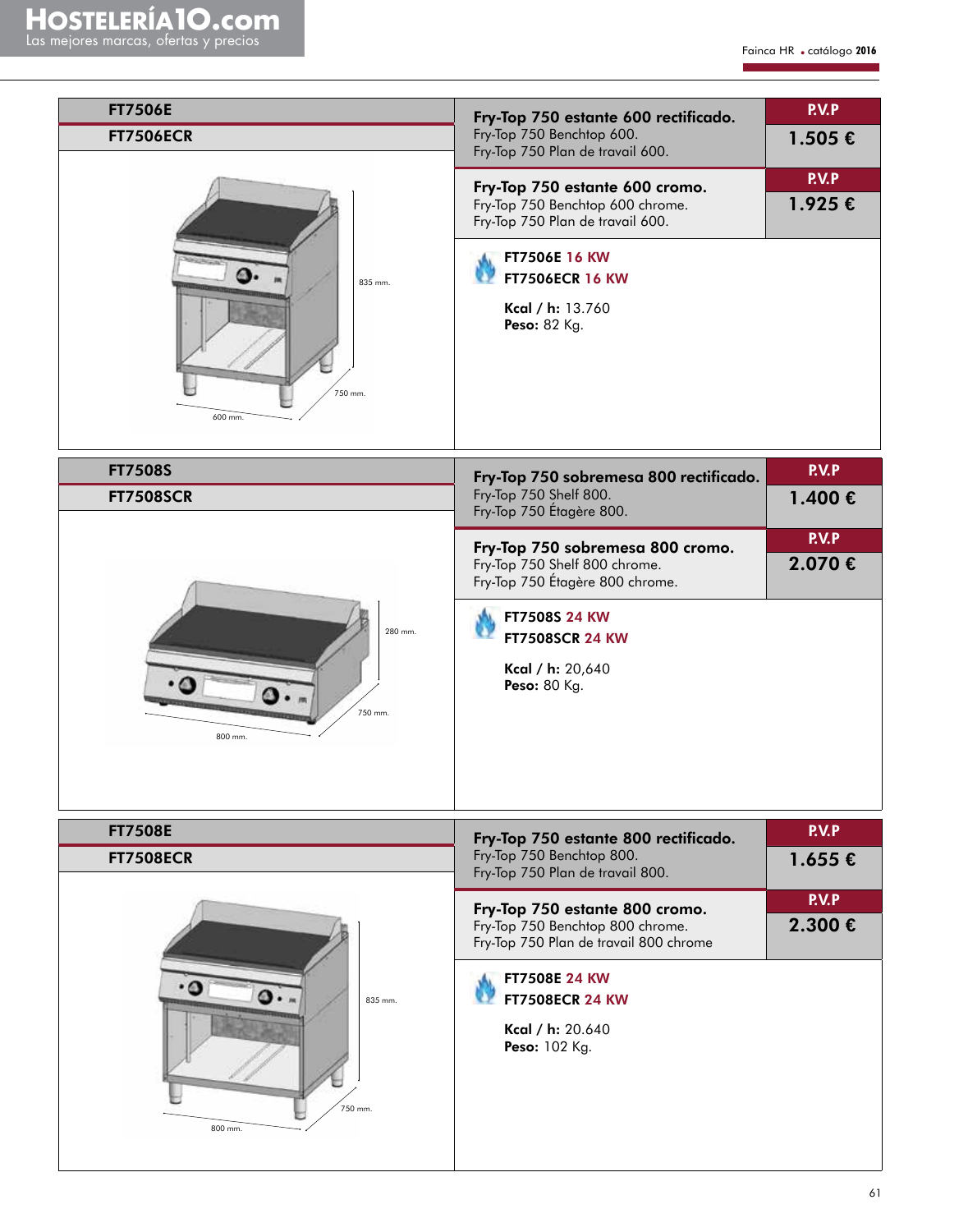## FT7506E

## FT7506ECR

835 mm.
750 mm.
600 mm.

| | |
|---|---|
| **Fry-Top 750 estante 600 rectificado.**<br>Fry-Top 750 Benchtop 600.<br>Fry-Top 750 Plan de travail 600. | **P.V.P**<br>**1.505 €** |
| **Fry-Top 750 estante 600 cromo.**<br>Fry-Top 750 Benchtop 600 chrome.<br>Fry-Top 750 Plan de travail 600. | **P.V.P**<br>**1.925 €** |

**FT7506E 16 KW**
**FT7506ECR 16 KW**

**Kcal / h:** 13.760
**Peso:** 82 Kg.

## FT7508S

## FT7508SCR

280 mm.
750 mm.
800 mm.

| | |
|---|---|
| **Fry-Top 750 sobremesa 800 rectificado.**<br>Fry-Top 750 Shelf 800.<br>Fry-Top 750 Étagère 800. | **P.V.P**<br>**1.400 €** |
| **Fry-Top 750 sobremesa 800 cromo.**<br>Fry-Top 750 Shelf 800 chrome.<br>Fry-Top 750 Étagère 800 chrome. | **P.V.P**<br>**2.070 €** |

**FT7508S 24 KW**
**FT7508SCR 24 KW**

**Kcal / h:** 20,640
**Peso:** 80 Kg.

## FT7508E

## FT7508ECR

835 mm.
750 mm.
800 mm.

| | |
|---|---|
| **Fry-Top 750 estante 800 rectificado.**<br>Fry-Top 750 Benchtop 800.<br>Fry-Top 750 Plan de travail 800. | **P.V.P**<br>**1.655 €** |
| **Fry-Top 750 estante 800 cromo.**<br>Fry-Top 750 Benchtop 800 chrome.<br>Fry-Top 750 Plan de travail 800 chrome | **P.V.P**<br>**2.300 €** |

**FT7508E 24 KW**
**FT7508ECR 24 KW**

**Kcal / h:** 20.640
**Peso:** 102 Kg.